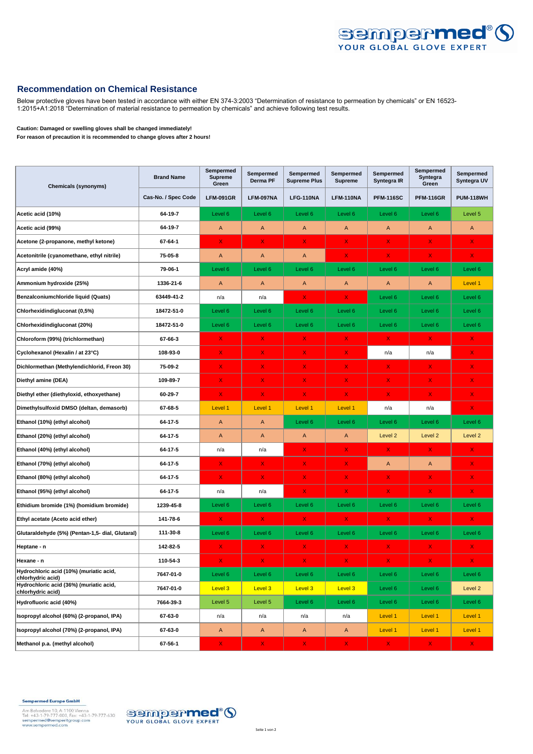## Recommendation on Chemical Resistance

Below protective gloves have been tested in accordance with either EN 374-3:2003 "Determination of resistance to permeation by chemicals" or EN 16523-1:2015+A1:2018 "Determination of material resistance to permeation by chemicals" and achieve following test results.

**Caution: Damaged or swelling gloves shall be changed immediately!**
**For reason of precaution it is recommended to change gloves after 2 hours!**

| Chemicals (synonyms) | Brand Name | Sempermed Supreme Green | Sempermed Derma PF | Sempermed Supreme Plus | Sempermed Supreme | Sempermed Syntegra IR | Sempermed Syntegra Green | Sempermed Syntegra UV |
|---|---|---|---|---|---|---|---|---|
| | Cas-No. / Spec Code | LFM-091GR | LFM-097NA | LFG-110NA | LFM-110NA | PFM-116SC | PFM-116GR | PUM-118WH |
| Acetic acid (10%) | 64-19-7 | Level 6 | Level 6 | Level 6 | Level 6 | Level 6 | Level 6 | Level 5 |
| Acetic acid (99%) | 64-19-7 | A | A | A | A | A | A | A |
| Acetone (2-propanone, methyl ketone) | 67-64-1 | X | X | X | X | X | X | X |
| Acetonitrile (cyanomethane, ethyl nitrile) | 75-05-8 | A | A | A | X | X | X | X |
| Acryl amide (40%) | 79-06-1 | Level 6 | Level 6 | Level 6 | Level 6 | Level 6 | Level 6 | Level 6 |
| Ammonium hydroxide (25%) | 1336-21-6 | A | A | A | A | A | A | Level 1 |
| Benzalconiumchloride liquid (Quats) | 63449-41-2 | n/a | n/a | X | X | Level 6 | Level 6 | Level 6 |
| Chlorhexidindigluconat (0,5%) | 18472-51-0 | Level 6 | Level 6 | Level 6 | Level 6 | Level 6 | Level 6 | Level 6 |
| Chlorhexidindigluconat (20%) | 18472-51-0 | Level 6 | Level 6 | Level 6 | Level 6 | Level 6 | Level 6 | Level 6 |
| Chloroform (99%) (trichlormethan) | 67-66-3 | X | X | X | X | X | X | X |
| Cyclohexanol (Hexalin / at 23°C) | 108-93-0 | X | X | X | X | n/a | n/a | X |
| Dichlormethan (Methylendichlorid, Freon 30) | 75-09-2 | X | X | X | X | X | X | X |
| Diethyl amine (DEA) | 109-89-7 | X | X | X | X | X | X | X |
| Diethyl ether (diethyloxid, ethoxyethane) | 60-29-7 | X | X | X | X | X | X | X |
| Dimethylsulfoxid DMSO (deltan, demasorb) | 67-68-5 | Level 1 | Level 1 | Level 1 | Level 1 | n/a | n/a | X |
| Ethanol (10%) (ethyl alcohol) | 64-17-5 | A | A | Level 6 | Level 6 | Level 6 | Level 6 | Level 6 |
| Ethanol (20%) (ethyl alcohol) | 64-17-5 | A | A | A | A | Level 2 | Level 2 | Level 2 |
| Ethanol (40%) (ethyl alcohol) | 64-17-5 | n/a | n/a | X | X | X | X | X |
| Ethanol (70%) (ethyl alcohol) | 64-17-5 | X | X | X | X | A | A | X |
| Ethanol (80%) (ethyl alcohol) | 64-17-5 | X | X | X | X | X | X | X |
| Ethanol (95%) (ethyl alcohol) | 64-17-5 | n/a | n/a | X | X | X | X | X |
| Ethidium bromide (1%) (homidium bromide) | 1239-45-8 | Level 6 | Level 6 | Level 6 | Level 6 | Level 6 | Level 6 | Level 6 |
| Ethyl acetate (Aceto acid ether) | 141-78-6 | X | X | X | X | X | X | X |
| Glutaraldehyde (5%) (Pentan-1,5- dial, Glutaral) | 111-30-8 | Level 6 | Level 6 | Level 6 | Level 6 | Level 6 | Level 6 | Level 6 |
| Heptane - n | 142-82-5 | X | X | X | X | X | X | X |
| Hexane - n | 110-54-3 | X | X | X | X | X | X | X |
| Hydrochloric acid (10%) (muriatic acid, chlorhydric acid) | 7647-01-0 | Level 6 | Level 6 | Level 6 | Level 6 | Level 6 | Level 6 | Level 6 |
| Hydrochloric acid (36%) (muriatic acid, chlorhydric acid) | 7647-01-0 | Level 3 | Level 3 | Level 3 | Level 3 | Level 6 | Level 6 | Level 2 |
| Hydrofluoric acid (40%) | 7664-39-3 | Level 5 | Level 5 | Level 6 | Level 6 | Level 6 | Level 6 | Level 6 |
| Isopropyl alcohol (60%) (2-propanol, IPA) | 67-63-0 | n/a | n/a | n/a | n/a | Level 1 | Level 1 | Level 1 |
| Isopropyl alcohol (70%) (2-propanol, IPA) | 67-63-0 | A | A | A | A | Level 1 | Level 1 | Level 1 |
| Methanol p.a. (methyl alcohol) | 67-56-1 | X | X | X | X | X | X | X |

**Sempermed Europe GmbH**
Am Belvedere 10, A-1100 Vienna
Tel: +43-1-79-777-000, Fax: +43-1-79-777-630
sempermed@semperitgroup.com
www.sempermed.com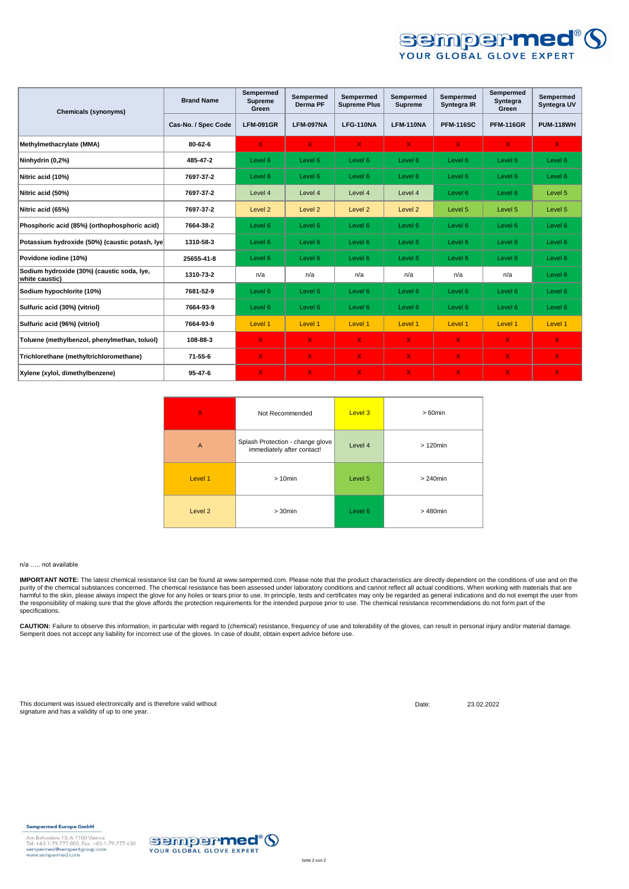| Chemicals (synonyms) | Brand Name | Sempermed Supreme Green | Sempermed Derma PF | Sempermed Supreme Plus | Sempermed Supreme | Sempermed Syntegra IR | Sempermed Syntegra Green | Sempermed Syntegra UV |
|---|---|---|---|---|---|---|---|---|
| | Cas-No. / Spec Code | LFM-091GR | LFM-097NA | LFG-110NA | LFM-110NA | PFM-116SC | PFM-116GR | PUM-118WH |
| Methylmethacrylate (MMA) | 80-62-6 | X | X | X | X | X | X | X |
| Ninhydrin (0,2%) | 485-47-2 | Level 6 | Level 6 | Level 6 | Level 6 | Level 6 | Level 6 | Level 6 |
| Nitric acid (10%) | 7697-37-2 | Level 6 | Level 6 | Level 6 | Level 6 | Level 6 | Level 6 | Level 6 |
| Nitric acid (50%) | 7697-37-2 | Level 4 | Level 4 | Level 4 | Level 4 | Level 6 | Level 6 | Level 5 |
| Nitric acid (65%) | 7697-37-2 | Level 2 | Level 2 | Level 2 | Level 2 | Level 5 | Level 5 | Level 5 |
| Phosphoric acid (85%) (orthophosphoric acid) | 7664-38-2 | Level 6 | Level 6 | Level 6 | Level 6 | Level 6 | Level 6 | Level 6 |
| Potassium hydroxide (50%) (caustic potash, lye | 1310-58-3 | Level 6 | Level 6 | Level 6 | Level 6 | Level 6 | Level 6 | Level 6 |
| Povidone iodine (10%) | 25655-41-8 | Level 6 | Level 6 | Level 6 | Level 6 | Level 6 | Level 6 | Level 6 |
| Sodium hydroxide (30%) (caustic soda, lye, white caustic) | 1310-73-2 | n/a | n/a | n/a | n/a | n/a | n/a | Level 6 |
| Sodium hypochlorite (10%) | 7681-52-9 | Level 6 | Level 6 | Level 6 | Level 6 | Level 6 | Level 6 | Level 6 |
| Sulfuric acid (30%) (vitriol) | 7664-93-9 | Level 6 | Level 6 | Level 6 | Level 6 | Level 6 | Level 6 | Level 6 |
| Sulfuric acid (96%) (vitriol) | 7664-93-9 | Level 1 | Level 1 | Level 1 | Level 1 | Level 1 | Level 1 | Level 1 |
| Toluene (methylbenzol, phenylmethan, toluol) | 108-88-3 | X | X | X | X | X | X | X |
| Trichlorethane (methyltrichloromethane) | 71-55-6 | X | X | X | X | X | X | X |
| Xylene (xylol, dimethylbenzene) | 95-47-6 | X | X | X | X | X | X | X |

| | | | |
|---|---|---|---|
| X | Not Recommended | Level 3 | > 60min |
| A | Splash Protection - change glove immediately after contact! | Level 4 | > 120min |
| Level 1 | > 10min | Level 5 | > 240min |
| Level 2 | > 30min | Level 6 | > 480min |

n/a ….. not available

**IMPORTANT NOTE:** The latest chemical resistance list can be found at www.sempermed.com. Please note that the product characteristics are directly dependent on the conditions of use and on the purity of the chemical substances concerned. The chemical resistance has been assessed under laboratory conditions and cannot reflect all actual conditions. When working with materials that are harmful to the skin, please always inspect the glove for any holes or tears prior to use. In principle, tests and certificates may only be regarded as general indications and do not exempt the user from the responsibility of making sure that the glove affords the protection requirements for the intended purpose prior to use. The chemical resistance recommendations do not form part of the specifications.

**CAUTION:** Failure to observe this information, in particular with regard to (chemical) resistance, frequency of use and tolerability of the gloves, can result in personal injury and/or material damage. Semperit does not accept any liability for incorrect use of the gloves. In case of doubt, obtain expert advice before use.

This document was issued electronically and is therefore valid without signature and has a validity of up to one year.

Date: 23.02.2022

**Sempermed Europe GmbH**

Am Belvedere 10, A-1100 Vienna
Tel: +43-1-79-777-000, Fax: +43-1-79-777-630
sempermed@semperitgroup.com
www.sempermed.com